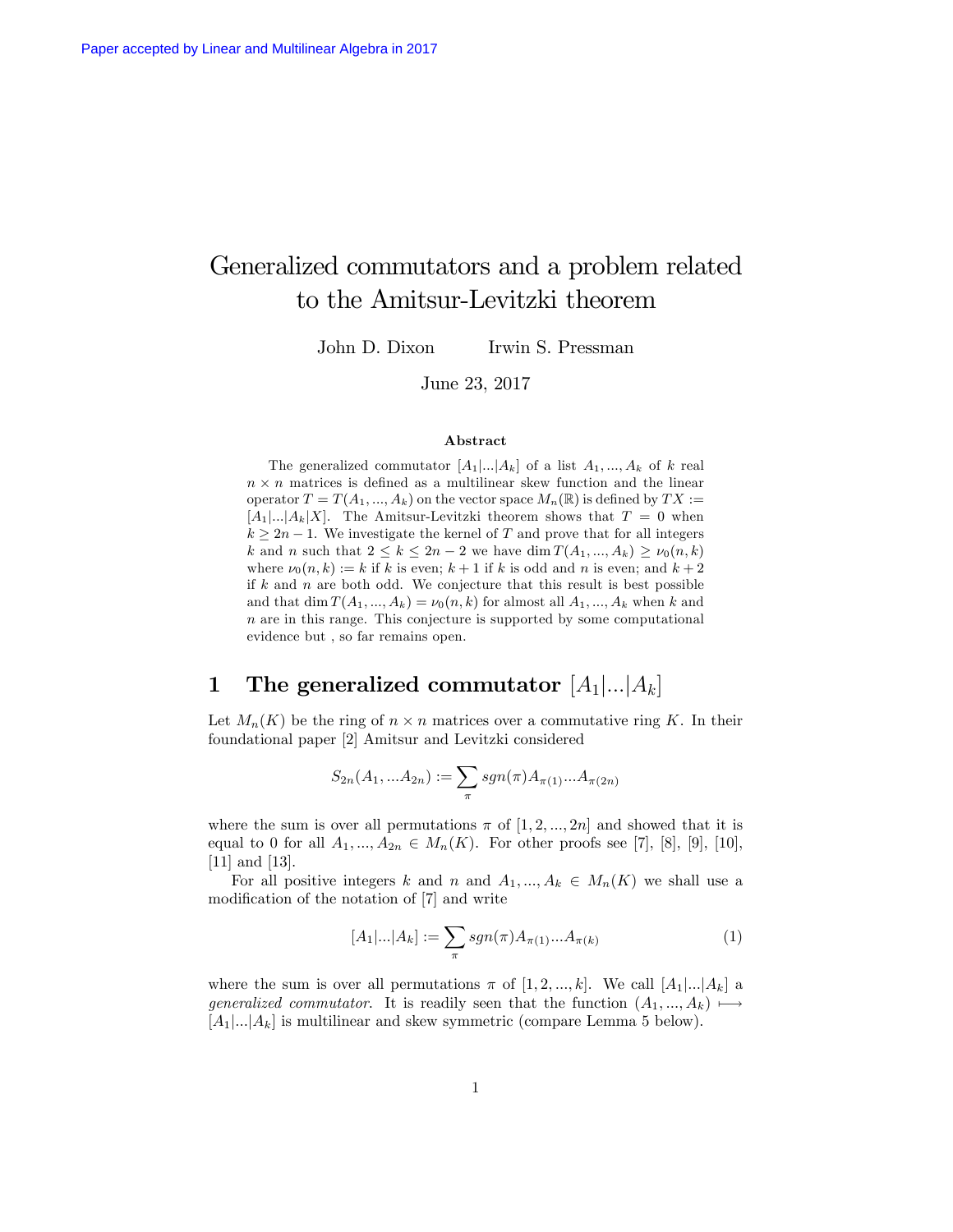Paper accepted by Linear and Multilinear Algebra in 2017

# Generalized commutators and a problem related to the Amitsur-Levitzki theorem

John D. Dixon Irwin S. Pressman

June 23, 2017

### Abstract

The generalized commutator $[A_1|...|A_k]$ of a list $A_1, ..., A_k$ of $k$ real $n \times n$ matrices is defined as a multilinear skew function and the linear operator $T = T(A_1, ..., A_k)$ on the vector space $M_n(\mathbb{R})$ is defined by $TX := [A_1|...|A_k|X]$. The Amitsur-Levitzki theorem shows that $T = 0$ when $k \geq 2n - 1$. We investigate the kernel of $T$ and prove that for all integers $k$ and $n$ such that $2 \leq k \leq 2n - 2$ we have $\dim T(A_1, ..., A_k) \geq \nu_0(n, k)$ where $\nu_0(n, k) := k$ if $k$ is even; $k + 1$ if $k$ is odd and $n$ is even; and $k + 2$ if $k$ and $n$ are both odd. We conjecture that this result is best possible and that $\dim T(A_1, ..., A_k) = \nu_0(n, k)$ for almost all $A_1, ..., A_k$ when $k$ and $n$ are in this range. This conjecture is supported by some computational evidence but , so far remains open.

## 1 The generalized commutator $[A_1|...|A_k]$

Let $M_n(K)$ be the ring of $n \times n$ matrices over a commutative ring $K$. In their foundational paper [2] Amitsur and Levitzki considered

$$S_{2n}(A_1, ...A_{2n}) := \sum_{\pi} sgn(\pi) A_{\pi(1)}...A_{\pi(2n)}$$

where the sum is over all permutations $\pi$ of $[1, 2, ..., 2n]$ and showed that it is equal to 0 for all $A_1, ..., A_{2n} \in M_n(K)$. For other proofs see [7], [8], [9], [10], [11] and [13].

For all positive integers $k$ and $n$ and $A_1, ..., A_k \in M_n(K)$ we shall use a modification of the notation of [7] and write

$$[A_1|...|A_k] := \sum_{\pi} sgn(\pi) A_{\pi(1)}...A_{\pi(k)} \tag{1}$$

where the sum is over all permutations $\pi$ of $[1, 2, ..., k]$. We call $[A_1|...|A_k]$ a *generalized commutator*. It is readily seen that the function $(A_1, ..., A_k) \longmapsto [A_1|...|A_k]$ is multilinear and skew symmetric (compare Lemma 5 below).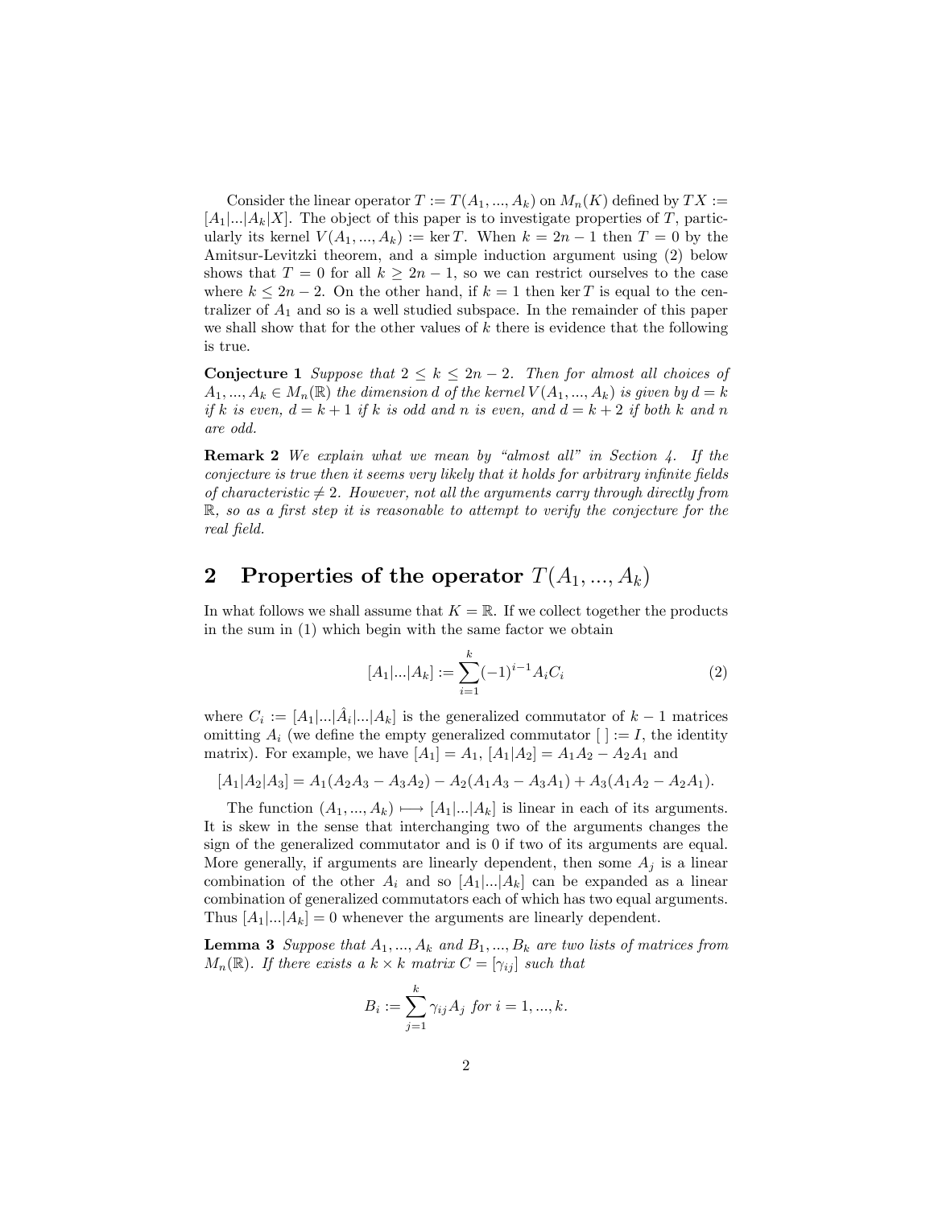Consider the linear operator $T := T(A_1, ..., A_k)$ on $M_n(K)$ defined by $TX := [A_1|...|A_k|X]$. The object of this paper is to investigate properties of $T$, particularly its kernel $V(A_1, ..., A_k) := \ker T$. When $k = 2n - 1$ then $T = 0$ by the Amitsur-Levitzki theorem, and a simple induction argument using (2) below shows that $T = 0$ for all $k \geq 2n - 1$, so we can restrict ourselves to the case where $k \leq 2n - 2$. On the other hand, if $k = 1$ then $\ker T$ is equal to the centralizer of $A_1$ and so is a well studied subspace. In the remainder of this paper we shall show that for the other values of $k$ there is evidence that the following is true.

**Conjecture 1** *Suppose that $2 \leq k \leq 2n - 2$. Then for almost all choices of $A_1, ..., A_k \in M_n(\mathbb{R})$ the dimension $d$ of the kernel $V(A_1, ..., A_k)$ is given by $d = k$ if $k$ is even, $d = k + 1$ if $k$ is odd and $n$ is even, and $d = k + 2$ if both $k$ and $n$ are odd.*

**Remark 2** *We explain what we mean by "almost all" in Section 4. If the conjecture is true then it seems very likely that it holds for arbitrary infinite fields of characteristic $\neq 2$. However, not all the arguments carry through directly from $\mathbb{R}$, so as a first step it is reasonable to attempt to verify the conjecture for the real field.*

## 2 Properties of the operator $T(A_1, ..., A_k)$

In what follows we shall assume that $K = \mathbb{R}$. If we collect together the products in the sum in (1) which begin with the same factor we obtain

$$[A_1|...|A_k] := \sum_{i=1}^{k} (-1)^{i-1} A_i C_i \tag{2}$$

where $C_i := [A_1|...|\hat{A}_i|...|A_k]$ is the generalized commutator of $k - 1$ matrices omitting $A_i$ (we define the empty generalized commutator $[\ ] := I$, the identity matrix). For example, we have $[A_1] = A_1$, $[A_1|A_2] = A_1 A_2 - A_2 A_1$ and

$$[A_1|A_2|A_3] = A_1(A_2 A_3 - A_3 A_2) - A_2(A_1 A_3 - A_3 A_1) + A_3(A_1 A_2 - A_2 A_1).$$

The function $(A_1, ..., A_k) \longmapsto [A_1|...|A_k]$ is linear in each of its arguments. It is skew in the sense that interchanging two of the arguments changes the sign of the generalized commutator and is 0 if two of its arguments are equal. More generally, if arguments are linearly dependent, then some $A_j$ is a linear combination of the other $A_i$ and so $[A_1|...|A_k]$ can be expanded as a linear combination of generalized commutators each of which has two equal arguments. Thus $[A_1|...|A_k] = 0$ whenever the arguments are linearly dependent.

**Lemma 3** *Suppose that $A_1, ..., A_k$ and $B_1, ..., B_k$ are two lists of matrices from $M_n(\mathbb{R})$. If there exists a $k \times k$ matrix $C = [\gamma_{ij}]$ such that*

$$B_i := \sum_{j=1}^{k} \gamma_{ij} A_j \text{ for } i = 1, ..., k.$$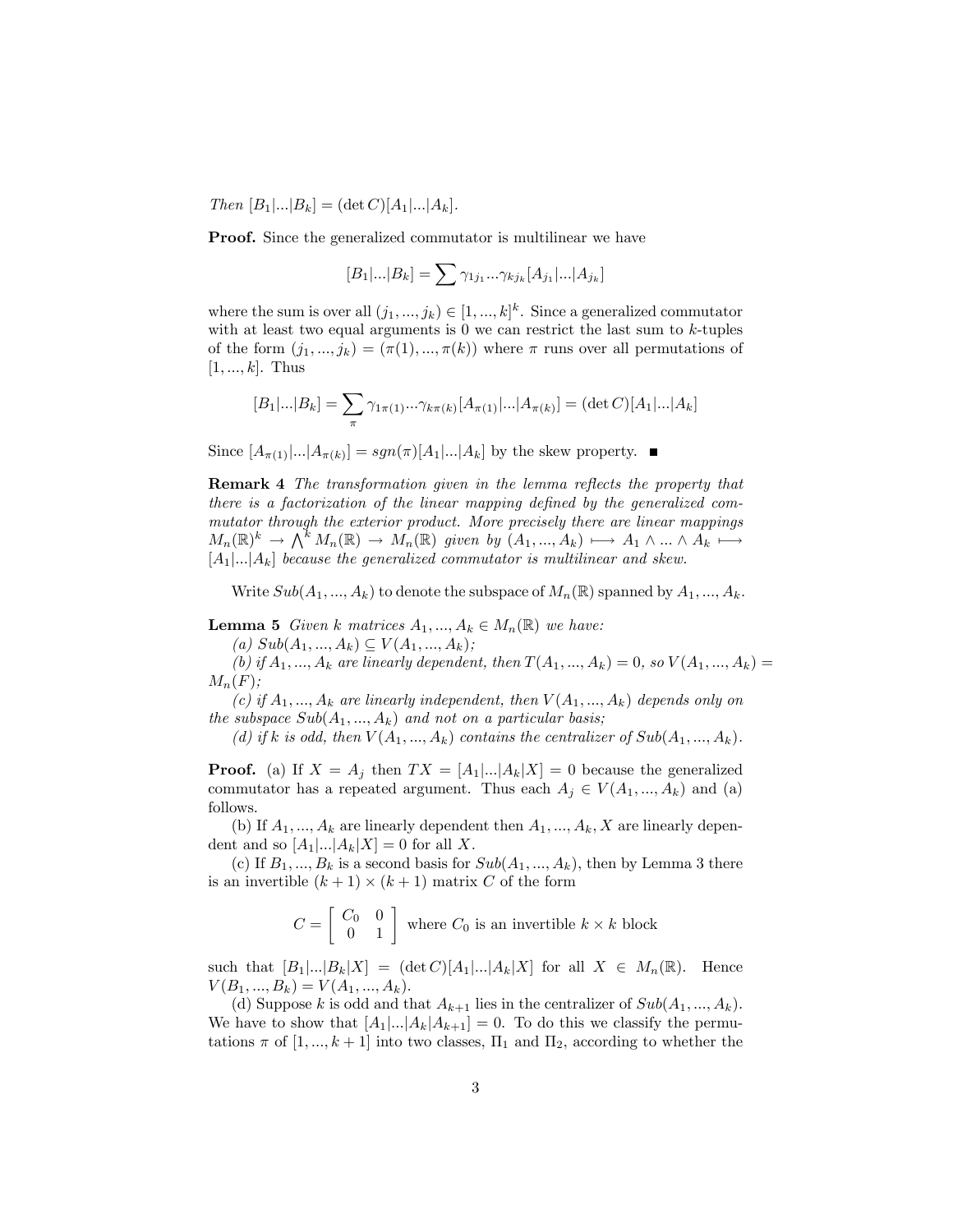*Then* $[B_1|...|B_k] = (\det C)[A_1|...|A_k]$.

**Proof.** Since the generalized commutator is multilinear we have

$$[B_1|...|B_k] = \sum \gamma_{1j_1}...\gamma_{kj_k}[A_{j_1}|...|A_{j_k}]$$

where the sum is over all $(j_1,...,j_k) \in [1,...,k]^k$. Since a generalized commutator with at least two equal arguments is 0 we can restrict the last sum to $k$-tuples of the form $(j_1,...,j_k) = (\pi(1),...,\pi(k))$ where $\pi$ runs over all permutations of $[1,...,k]$. Thus

$$[B_1|...|B_k] = \sum_{\pi} \gamma_{1\pi(1)}...\gamma_{k\pi(k)}[A_{\pi(1)}|...|A_{\pi(k)}] = (\det C)[A_1|...|A_k]$$

Since $[A_{\pi(1)}|...|A_{\pi(k)}] = sgn(\pi)[A_1|...|A_k]$ by the skew property. ■

**Remark 4** *The transformation given in the lemma reflects the property that there is a factorization of the linear mapping defined by the generalized commutator through the exterior product. More precisely there are linear mappings* $M_n(\mathbb{R})^k \to \bigwedge^k M_n(\mathbb{R}) \to M_n(\mathbb{R})$ *given by* $(A_1,...,A_k) \longmapsto A_1 \wedge ... \wedge A_k \longmapsto [A_1|...|A_k]$ *because the generalized commutator is multilinear and skew.*

Write $Sub(A_1,...,A_k)$ to denote the subspace of $M_n(\mathbb{R})$ spanned by $A_1,...,A_k$.

**Lemma 5** *Given $k$ matrices $A_1,...,A_k \in M_n(\mathbb{R})$ we have:*

*(a)* $Sub(A_1,...,A_k) \subseteq V(A_1,...,A_k)$;

*(b) if $A_1,...,A_k$ are linearly dependent, then $T(A_1,...,A_k) = 0$, so $V(A_1,...,A_k) = M_n(F)$;*

*(c) if $A_1,...,A_k$ are linearly independent, then $V(A_1,...,A_k)$ depends only on the subspace $Sub(A_1,...,A_k)$ and not on a particular basis;*

*(d) if $k$ is odd, then $V(A_1,...,A_k)$ contains the centralizer of $Sub(A_1,...,A_k)$.*

**Proof.** (a) If $X = A_j$ then $TX = [A_1|...|A_k|X] = 0$ because the generalized commutator has a repeated argument. Thus each $A_j \in V(A_1,...,A_k)$ and (a) follows.

(b) If $A_1,...,A_k$ are linearly dependent then $A_1,...,A_k,X$ are linearly dependent and so $[A_1|...|A_k|X] = 0$ for all $X$.

(c) If $B_1,...,B_k$ is a second basis for $Sub(A_1,...,A_k)$, then by Lemma 3 there is an invertible $(k+1) \times (k+1)$ matrix $C$ of the form

$$C = \begin{bmatrix} C_0 & 0 \\ 0 & 1 \end{bmatrix} \text{ where } C_0 \text{ is an invertible } k \times k \text{ block}$$

such that $[B_1|...|B_k|X] = (\det C)[A_1|...|A_k|X]$ for all $X \in M_n(\mathbb{R})$. Hence $V(B_1,...,B_k) = V(A_1,...,A_k)$.

(d) Suppose $k$ is odd and that $A_{k+1}$ lies in the centralizer of $Sub(A_1,...,A_k)$. We have to show that $[A_1|...|A_k|A_{k+1}] = 0$. To do this we classify the permutations $\pi$ of $[1,...,k+1]$ into two classes, $\Pi_1$ and $\Pi_2$, according to whether the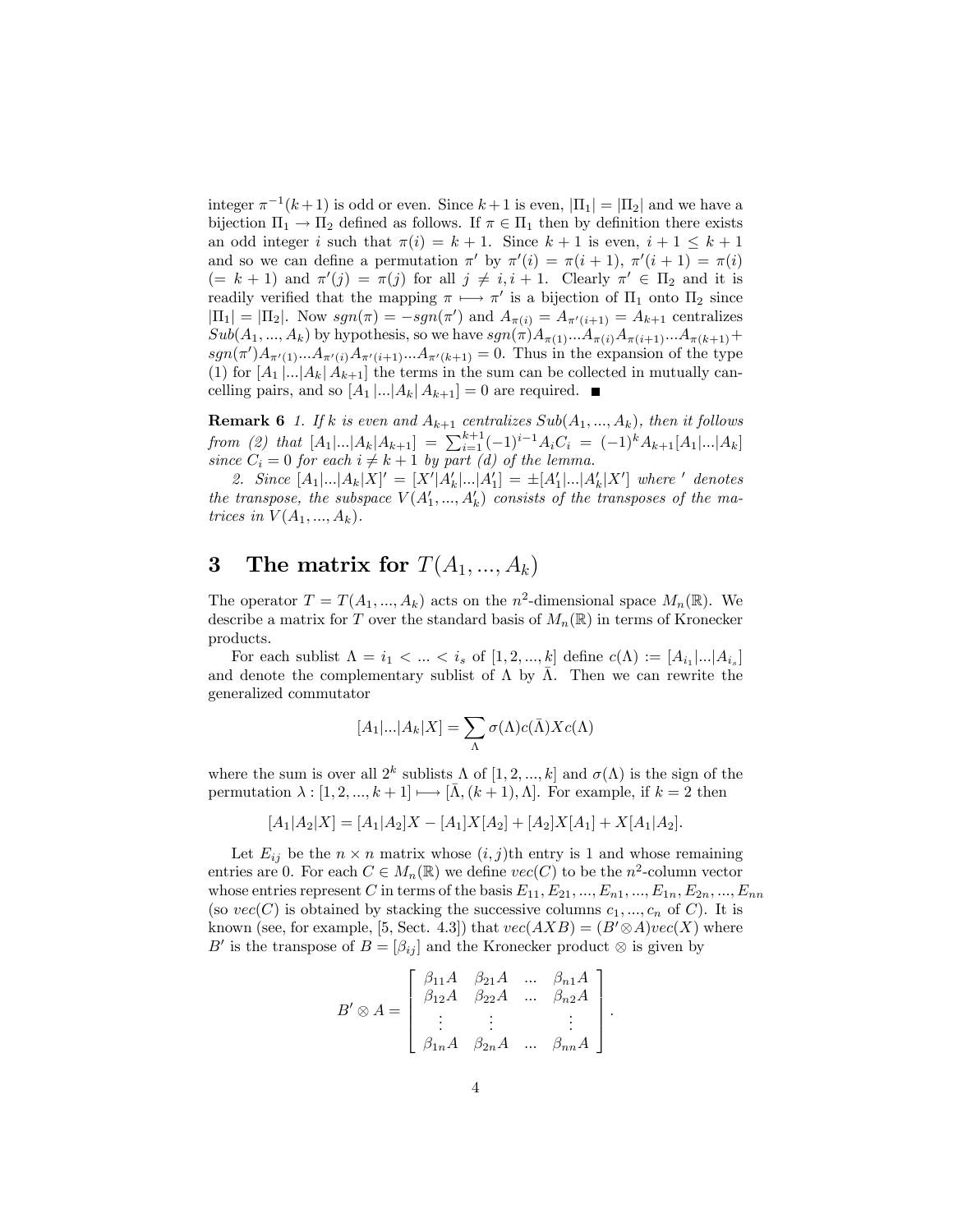integer $\pi^{-1}(k+1)$ is odd or even. Since $k+1$ is even, $|\Pi_1| = |\Pi_2|$ and we have a bijection $\Pi_1 \to \Pi_2$ defined as follows. If $\pi \in \Pi_1$ then by definition there exists an odd integer $i$ such that $\pi(i) = k+1$. Since $k+1$ is even, $i+1 \leq k+1$ and so we can define a permutation $\pi'$ by $\pi'(i) = \pi(i+1)$, $\pi'(i+1) = \pi(i)$ $(= k+1)$ and $\pi'(j) = \pi(j)$ for all $j \neq i, i+1$. Clearly $\pi' \in \Pi_2$ and it is readily verified that the mapping $\pi \longmapsto \pi'$ is a bijection of $\Pi_1$ onto $\Pi_2$ since $|\Pi_1| = |\Pi_2|$. Now $sgn(\pi) = -sgn(\pi')$ and $A_{\pi(i)} = A_{\pi'(i+1)} = A_{k+1}$ centralizes $Sub(A_1, ..., A_k)$ by hypothesis, so we have $sgn(\pi)A_{\pi(1)}...A_{\pi(i)}A_{\pi(i+1)}...A_{\pi(k+1)} + sgn(\pi')A_{\pi'(1)}...A_{\pi'(i)}A_{\pi'(i+1)}...A_{\pi'(k+1)} = 0$. Thus in the expansion of the type (1) for $[A_1 |...| A_k | A_{k+1}]$ the terms in the sum can be collected in mutually cancelling pairs, and so $[A_1 |...| A_k | A_{k+1}] = 0$ are required. ■

**Remark 6** *1. If $k$ is even and $A_{k+1}$ centralizes $Sub(A_1, ..., A_k)$, then it follows from (2) that $[A_1|...|A_k|A_{k+1}] = \sum_{i=1}^{k+1}(-1)^{i-1}A_iC_i = (-1)^k A_{k+1}[A_1|...|A_k]$ since $C_i = 0$ for each $i \neq k+1$ by part (d) of the lemma.*

*2. Since $[A_1|...|A_k|X]' = [X'|A_k'|...|A_1'] = \pm[A_1'|...|A_k'|X']$ where $'$ denotes the transpose, the subspace $V(A_1', ..., A_k')$ consists of the transposes of the matrices in $V(A_1, ..., A_k)$.*

# 3 The matrix for $T(A_1, ..., A_k)$

The operator $T = T(A_1, ..., A_k)$ acts on the $n^2$-dimensional space $M_n(\mathbb{R})$. We describe a matrix for $T$ over the standard basis of $M_n(\mathbb{R})$ in terms of Kronecker products.

For each sublist $\Lambda = i_1 < ... < i_s$ of $[1, 2, ..., k]$ define $c(\Lambda) := [A_{i_1}|...|A_{i_s}]$ and denote the complementary sublist of $\Lambda$ by $\bar{\Lambda}$. Then we can rewrite the generalized commutator

$$[A_1|...|A_k|X] = \sum_{\Lambda} \sigma(\Lambda)c(\bar{\Lambda})Xc(\Lambda)$$

where the sum is over all $2^k$ sublists $\Lambda$ of $[1, 2, ..., k]$ and $\sigma(\Lambda)$ is the sign of the permutation $\lambda : [1, 2, ..., k+1] \longmapsto [\bar{\Lambda}, (k+1), \Lambda]$. For example, if $k = 2$ then

$$[A_1|A_2|X] = [A_1|A_2]X - [A_1]X[A_2] + [A_2]X[A_1] + X[A_1|A_2].$$

Let $E_{ij}$ be the $n \times n$ matrix whose $(i, j)$th entry is 1 and whose remaining entries are 0. For each $C \in M_n(\mathbb{R})$ we define $vec(C)$ to be the $n^2$-column vector whose entries represent $C$ in terms of the basis $E_{11}, E_{21}, ..., E_{n1}, ..., E_{1n}, E_{2n}, ..., E_{nn}$ (so $vec(C)$ is obtained by stacking the successive columns $c_1, ..., c_n$ of $C$). It is known (see, for example, [5, Sect. 4.3]) that $vec(AXB) = (B' \otimes A)vec(X)$ where $B'$ is the transpose of $B = [\beta_{ij}]$ and the Kronecker product $\otimes$ is given by

$$B' \otimes A = \begin{bmatrix} \beta_{11}A & \beta_{21}A & ... & \beta_{n1}A \\ \beta_{12}A & \beta_{22}A & ... & \beta_{n2}A \\ \vdots & \vdots & & \vdots \\ \beta_{1n}A & \beta_{2n}A & ... & \beta_{nn}A \end{bmatrix}.$$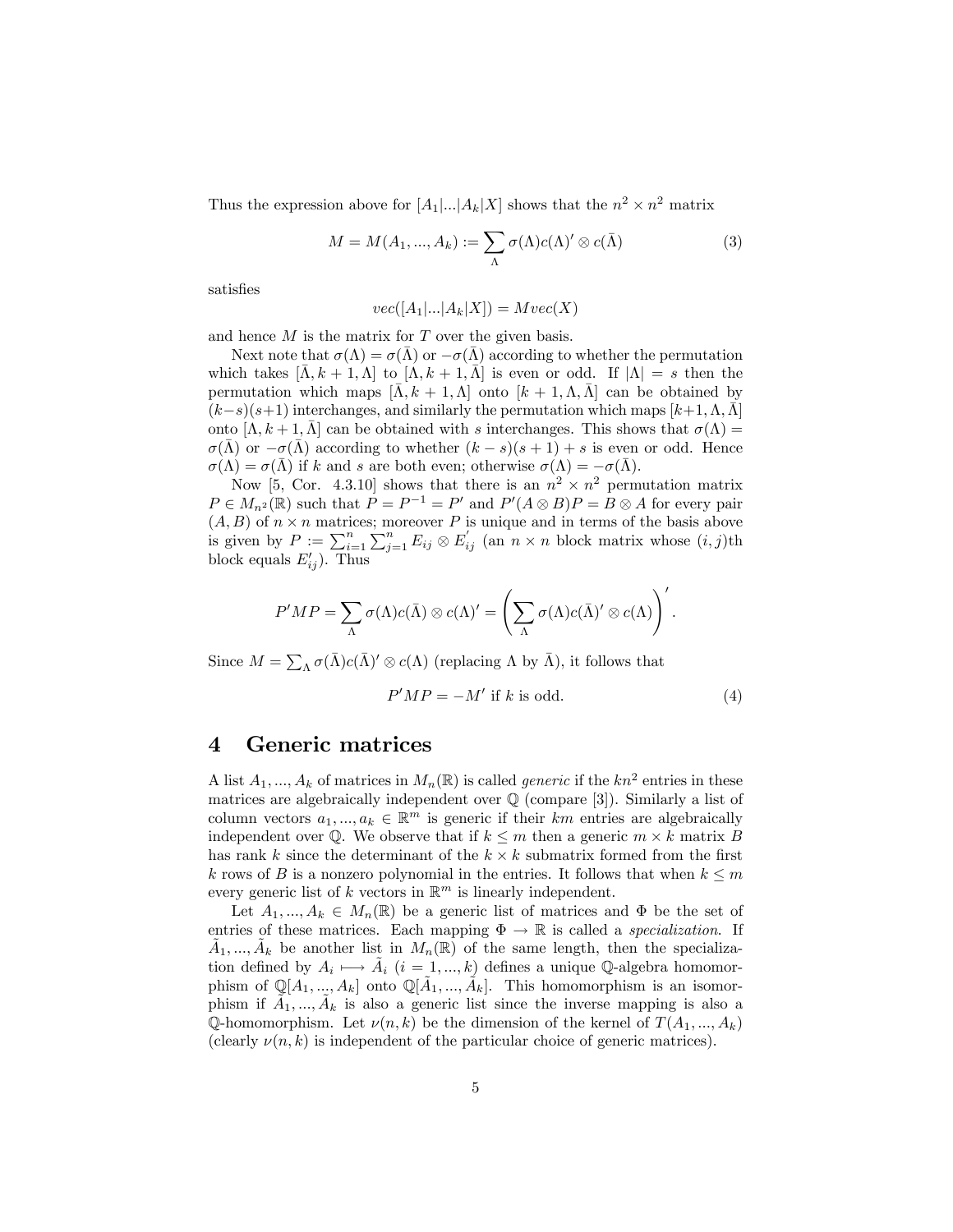Thus the expression above for $[A_1|...|A_k|X]$ shows that the $n^2 \times n^2$ matrix

$$M = M(A_1, ..., A_k) := \sum_{\Lambda} \sigma(\Lambda) c(\Lambda)' \otimes c(\bar{\Lambda}) \tag{3}$$

satisfies

$$vec([A_1|...|A_k|X]) = M vec(X)$$

and hence $M$ is the matrix for $T$ over the given basis.

Next note that $\sigma(\Lambda) = \sigma(\bar{\Lambda})$ or $-\sigma(\bar{\Lambda})$ according to whether the permutation which takes $[\bar{\Lambda}, k+1, \Lambda]$ to $[\Lambda, k+1, \bar{\Lambda}]$ is even or odd. If $|\Lambda| = s$ then the permutation which maps $[\bar{\Lambda}, k+1, \Lambda]$ onto $[k+1, \Lambda, \bar{\Lambda}]$ can be obtained by $(k-s)(s+1)$ interchanges, and similarly the permutation which maps $[k+1, \Lambda, \bar{\Lambda}]$ onto $[\Lambda, k+1, \bar{\Lambda}]$ can be obtained with $s$ interchanges. This shows that $\sigma(\Lambda) = \sigma(\bar{\Lambda})$ or $-\sigma(\bar{\Lambda})$ according to whether $(k-s)(s+1)+s$ is even or odd. Hence $\sigma(\Lambda) = \sigma(\bar{\Lambda})$ if $k$ and $s$ are both even; otherwise $\sigma(\Lambda) = -\sigma(\bar{\Lambda})$.

Now [5, Cor. 4.3.10] shows that there is an $n^2 \times n^2$ permutation matrix $P \in M_{n^2}(\mathbb{R})$ such that $P = P^{-1} = P'$ and $P'(A \otimes B)P = B \otimes A$ for every pair $(A, B)$ of $n \times n$ matrices; moreover $P$ is unique and in terms of the basis above is given by $P := \sum_{i=1}^{n} \sum_{j=1}^{n} E_{ij} \otimes E_{ij}'$ (an $n \times n$ block matrix whose $(i,j)$th block equals $E_{ij}'$). Thus

$$P'MP = \sum_{\Lambda} \sigma(\Lambda) c(\bar{\Lambda}) \otimes c(\Lambda)' = \left( \sum_{\Lambda} \sigma(\Lambda) c(\bar{\Lambda})' \otimes c(\Lambda) \right)'.$$

Since $M = \sum_{\Lambda} \sigma(\bar{\Lambda}) c(\bar{\Lambda})' \otimes c(\Lambda)$ (replacing $\Lambda$ by $\bar{\Lambda}$), it follows that

$$P'MP = -M' \text{ if } k \text{ is odd.} \tag{4}$$

## 4 Generic matrices

A list $A_1, ..., A_k$ of matrices in $M_n(\mathbb{R})$ is called *generic* if the $kn^2$ entries in these matrices are algebraically independent over $\mathbb{Q}$ (compare [3]). Similarly a list of column vectors $a_1, ..., a_k \in \mathbb{R}^m$ is generic if their $km$ entries are algebraically independent over $\mathbb{Q}$. We observe that if $k \leq m$ then a generic $m \times k$ matrix $B$ has rank $k$ since the determinant of the $k \times k$ submatrix formed from the first $k$ rows of $B$ is a nonzero polynomial in the entries. It follows that when $k \leq m$ every generic list of $k$ vectors in $\mathbb{R}^m$ is linearly independent.

Let $A_1, ..., A_k \in M_n(\mathbb{R})$ be a generic list of matrices and $\Phi$ be the set of entries of these matrices. Each mapping $\Phi \to \mathbb{R}$ is called a *specialization*. If $\tilde{A}_1, ..., \tilde{A}_k$ be another list in $M_n(\mathbb{R})$ of the same length, then the specialization defined by $A_i \longmapsto \tilde{A}_i$ $(i = 1, ..., k)$ defines a unique $\mathbb{Q}$-algebra homomorphism of $\mathbb{Q}[A_1, ..., A_k]$ onto $\mathbb{Q}[\tilde{A}_1, ..., \tilde{A}_k]$. This homomorphism is an isomorphism if $\tilde{A}_1, ..., \tilde{A}_k$ is also a generic list since the inverse mapping is also a $\mathbb{Q}$-homomorphism. Let $\nu(n, k)$ be the dimension of the kernel of $T(A_1, ..., A_k)$ (clearly $\nu(n, k)$ is independent of the particular choice of generic matrices).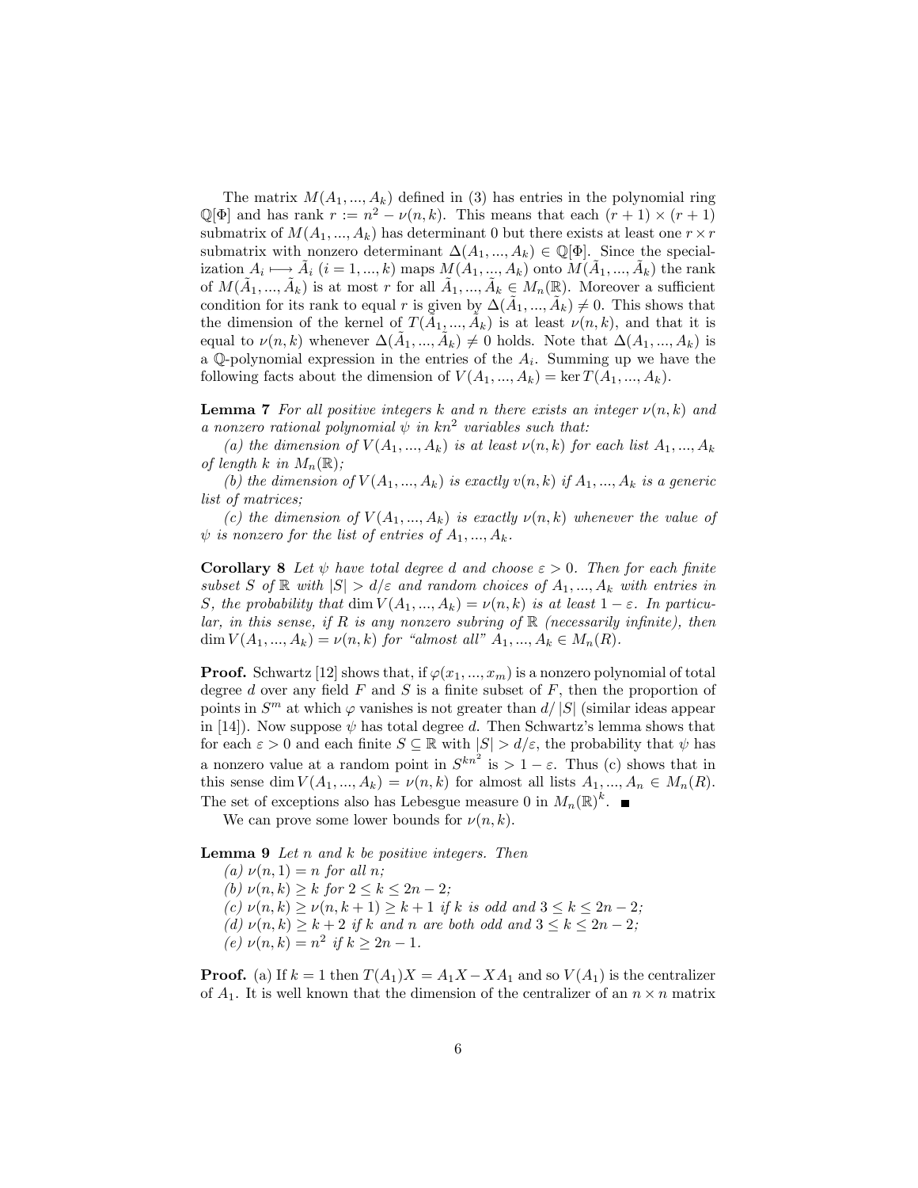The matrix $M(A_1, ..., A_k)$ defined in (3) has entries in the polynomial ring $\mathbb{Q}[\Phi]$ and has rank $r := n^2 - \nu(n, k)$. This means that each $(r + 1) \times (r + 1)$ submatrix of $M(A_1, ..., A_k)$ has determinant 0 but there exists at least one $r \times r$ submatrix with nonzero determinant $\Delta(A_1, ..., A_k) \in \mathbb{Q}[\Phi]$. Since the specialization $A_i \longmapsto \tilde{A}_i$ $(i = 1, ..., k)$ maps $M(A_1, ..., A_k)$ onto $M(\tilde{A}_1, ..., \tilde{A}_k)$ the rank of $M(\tilde{A}_1, ..., \tilde{A}_k)$ is at most $r$ for all $\tilde{A}_1, ..., \tilde{A}_k \in M_n(\mathbb{R})$. Moreover a sufficient condition for its rank to equal $r$ is given by $\Delta(\tilde{A}_1, ..., \tilde{A}_k) \neq 0$. This shows that the dimension of the kernel of $T(\tilde{A}_1, ..., \tilde{A}_k)$ is at least $\nu(n, k)$, and that it is equal to $\nu(n, k)$ whenever $\Delta(\tilde{A}_1, ..., \tilde{A}_k) \neq 0$ holds. Note that $\Delta(A_1, ..., A_k)$ is a $\mathbb{Q}$-polynomial expression in the entries of the $A_i$. Summing up we have the following facts about the dimension of $V(A_1, ..., A_k) = \ker T(A_1, ..., A_k)$.

**Lemma 7** *For all positive integers $k$ and $n$ there exists an integer $\nu(n, k)$ and a nonzero rational polynomial $\psi$ in $kn^2$ variables such that:*

*(a) the dimension of $V(A_1, ..., A_k)$ is at least $\nu(n, k)$ for each list $A_1, ..., A_k$ of length $k$ in $M_n(\mathbb{R})$;*

*(b) the dimension of $V(A_1, ..., A_k)$ is exactly $v(n, k)$ if $A_1, ..., A_k$ is a generic list of matrices;*

*(c) the dimension of $V(A_1, ..., A_k)$ is exactly $\nu(n, k)$ whenever the value of $\psi$ is nonzero for the list of entries of $A_1, ..., A_k$.*

**Corollary 8** *Let $\psi$ have total degree $d$ and choose $\varepsilon > 0$. Then for each finite subset $S$ of $\mathbb{R}$ with $|S| > d/\varepsilon$ and random choices of $A_1, ..., A_k$ with entries in $S$, the probability that $\dim V(A_1, ..., A_k) = \nu(n, k)$ is at least $1 - \varepsilon$. In particular, in this sense, if $R$ is any nonzero subring of $\mathbb{R}$ (necessarily infinite), then $\dim V(A_1, ..., A_k) = \nu(n, k)$ for "almost all" $A_1, ..., A_k \in M_n(R)$.*

**Proof.** Schwartz [12] shows that, if $\varphi(x_1, ..., x_m)$ is a nonzero polynomial of total degree $d$ over any field $F$ and $S$ is a finite subset of $F$, then the proportion of points in $S^m$ at which $\varphi$ vanishes is not greater than $d/|S|$ (similar ideas appear in [14]). Now suppose $\psi$ has total degree $d$. Then Schwartz's lemma shows that for each $\varepsilon > 0$ and each finite $S \subseteq \mathbb{R}$ with $|S| > d/\varepsilon$, the probability that $\psi$ has a nonzero value at a random point in $S^{kn^2}$ is $> 1 - \varepsilon$. Thus (c) shows that in this sense $\dim V(A_1, ..., A_k) = \nu(n, k)$ for almost all lists $A_1, ..., A_n \in M_n(R)$. The set of exceptions also has Lebesgue measure 0 in $M_n(\mathbb{R})^k$. ■

We can prove some lower bounds for $\nu(n, k)$.

**Lemma 9** *Let $n$ and $k$ be positive integers. Then*

*(a) $\nu(n, 1) = n$ for all $n$;*

*(b) $\nu(n, k) \geq k$ for $2 \leq k \leq 2n - 2$;*

*(c) $\nu(n, k) \geq \nu(n, k + 1) \geq k + 1$ if $k$ is odd and $3 \leq k \leq 2n - 2$;*

*(d) $\nu(n, k) \geq k + 2$ if $k$ and $n$ are both odd and $3 \leq k \leq 2n - 2$;*

*(e) $\nu(n, k) = n^2$ if $k \geq 2n - 1$.*

**Proof.** (a) If $k = 1$ then $T(A_1)X = A_1X - XA_1$ and so $V(A_1)$ is the centralizer of $A_1$. It is well known that the dimension of the centralizer of an $n \times n$ matrix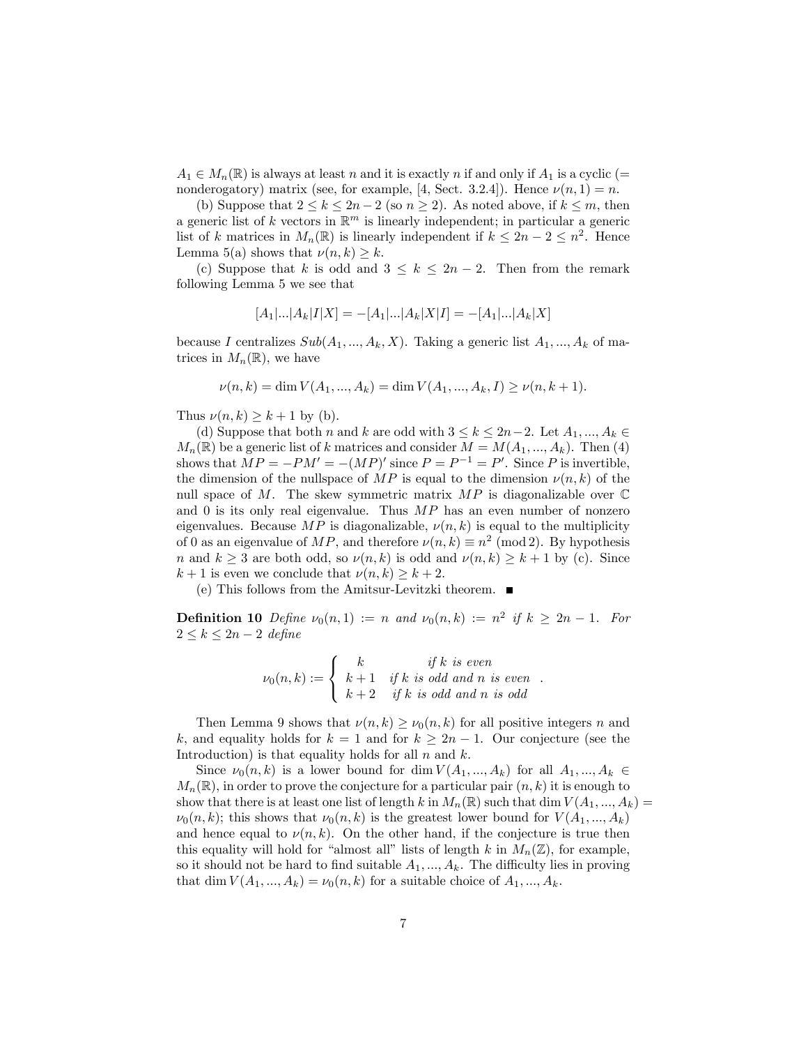$A_1 \in M_n(\mathbb{R})$ is always at least $n$ and it is exactly $n$ if and only if $A_1$ is a cyclic (= nonderogatory) matrix (see, for example, [4, Sect. 3.2.4]). Hence $\nu(n,1) = n$.

(b) Suppose that $2 \leq k \leq 2n-2$ (so $n \geq 2$). As noted above, if $k \leq m$, then a generic list of $k$ vectors in $\mathbb{R}^m$ is linearly independent; in particular a generic list of $k$ matrices in $M_n(\mathbb{R})$ is linearly independent if $k \leq 2n-2 \leq n^2$. Hence Lemma 5(a) shows that $\nu(n,k) \geq k$.

(c) Suppose that $k$ is odd and $3 \leq k \leq 2n-2$. Then from the remark following Lemma 5 we see that

$$[A_1|...|A_k|I|X] = -[A_1|...|A_k|X|I] = -[A_1|...|A_k|X]$$

because $I$ centralizes $Sub(A_1,...,A_k,X)$. Taking a generic list $A_1,...,A_k$ of matrices in $M_n(\mathbb{R})$, we have

$$\nu(n,k) = \dim V(A_1,...,A_k) = \dim V(A_1,...,A_k,I) \geq \nu(n,k+1).$$

Thus $\nu(n,k) \geq k+1$ by (b).

(d) Suppose that both $n$ and $k$ are odd with $3 \leq k \leq 2n-2$. Let $A_1,...,A_k \in M_n(\mathbb{R})$ be a generic list of $k$ matrices and consider $M = M(A_1,...,A_k)$. Then (4) shows that $MP = -PM' = -(MP)'$ since $P = P^{-1} = P'$. Since $P$ is invertible, the dimension of the nullspace of $MP$ is equal to the dimension $\nu(n,k)$ of the null space of $M$. The skew symmetric matrix $MP$ is diagonalizable over $\mathbb{C}$ and 0 is its only real eigenvalue. Thus $MP$ has an even number of nonzero eigenvalues. Because $MP$ is diagonalizable, $\nu(n,k)$ is equal to the multiplicity of 0 as an eigenvalue of $MP$, and therefore $\nu(n,k) \equiv n^2 \pmod 2$. By hypothesis $n$ and $k \geq 3$ are both odd, so $\nu(n,k)$ is odd and $\nu(n,k) \geq k+1$ by (c). Since $k+1$ is even we conclude that $\nu(n,k) \geq k+2$.

(e) This follows from the Amitsur-Levitzki theorem. ■

**Definition 10** *Define $\nu_0(n,1) := n$ and $\nu_0(n,k) := n^2$ if $k \geq 2n-1$. For $2 \leq k \leq 2n-2$ define*

$$\nu_0(n,k) := \begin{cases} k & \text{if } k \text{ is even} \\ k+1 & \text{if } k \text{ is odd and } n \text{ is even} \\ k+2 & \text{if } k \text{ is odd and } n \text{ is odd} \end{cases}.$$

Then Lemma 9 shows that $\nu(n,k) \geq \nu_0(n,k)$ for all positive integers $n$ and $k$, and equality holds for $k=1$ and for $k \geq 2n-1$. Our conjecture (see the Introduction) is that equality holds for all $n$ and $k$.

Since $\nu_0(n,k)$ is a lower bound for $\dim V(A_1,...,A_k)$ for all $A_1,...,A_k \in M_n(\mathbb{R})$, in order to prove the conjecture for a particular pair $(n,k)$ it is enough to show that there is at least one list of length $k$ in $M_n(\mathbb{R})$ such that $\dim V(A_1,...,A_k) = \nu_0(n,k)$; this shows that $\nu_0(n,k)$ is the greatest lower bound for $V(A_1,...,A_k)$ and hence equal to $\nu(n,k)$. On the other hand, if the conjecture is true then this equality will hold for "almost all" lists of length $k$ in $M_n(\mathbb{Z})$, for example, so it should not be hard to find suitable $A_1,...,A_k$. The difficulty lies in proving that $\dim V(A_1,...,A_k) = \nu_0(n,k)$ for a suitable choice of $A_1,...,A_k$.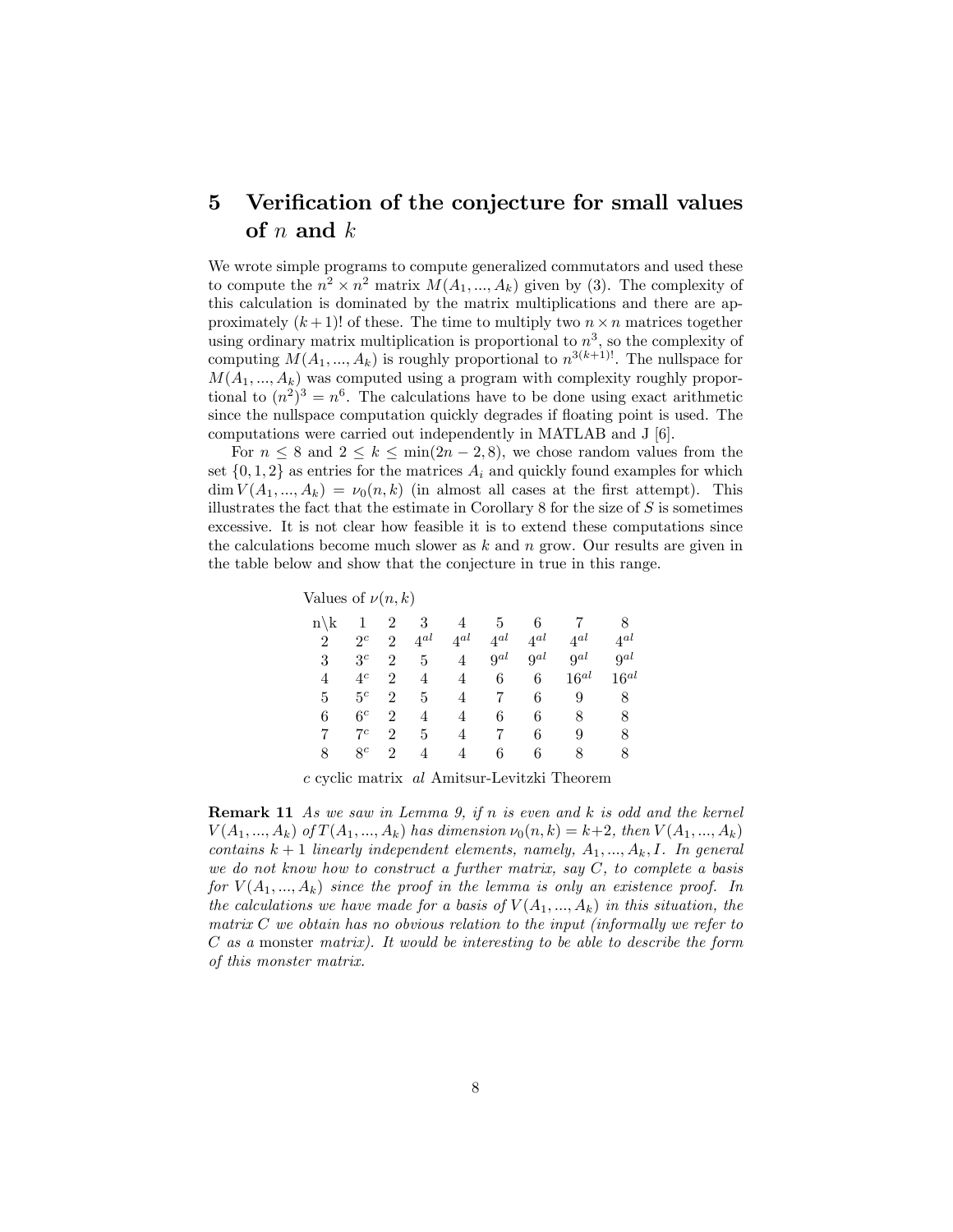## 5 Verification of the conjecture for small values of $n$ and $k$

We wrote simple programs to compute generalized commutators and used these to compute the $n^2 \times n^2$ matrix $M(A_1, ..., A_k)$ given by (3). The complexity of this calculation is dominated by the matrix multiplications and there are approximately $(k+1)!$ of these. The time to multiply two $n \times n$ matrices together using ordinary matrix multiplication is proportional to $n^3$, so the complexity of computing $M(A_1, ..., A_k)$ is roughly proportional to $n^{3(k+1)!}$. The nullspace for $M(A_1, ..., A_k)$ was computed using a program with complexity roughly proportional to $(n^2)^3 = n^6$. The calculations have to be done using exact arithmetic since the nullspace computation quickly degrades if floating point is used. The computations were carried out independently in MATLAB and J [6].

For $n \leq 8$ and $2 \leq k \leq \min(2n-2, 8)$, we chose random values from the set $\{0, 1, 2\}$ as entries for the matrices $A_i$ and quickly found examples for which $\dim V(A_1, ..., A_k) = \nu_0(n, k)$ (in almost all cases at the first attempt). This illustrates the fact that the estimate in Corollary 8 for the size of $S$ is sometimes excessive. It is not clear how feasible it is to extend these computations since the calculations become much slower as $k$ and $n$ grow. Our results are given in the table below and show that the conjecture in true in this range.

Values of $\nu(n, k)$

| n\k | 1 | 2 | 3 | 4 | 5 | 6 | 7 | 8 |
|---|---|---|---|---|---|---|---|---|
| 2 | $2^c$ | 2 | $4^{al}$ | $4^{al}$ | $4^{al}$ | $4^{al}$ | $4^{al}$ | $4^{al}$ |
| 3 | $3^c$ | 2 | 5 | 4 | $9^{al}$ | $9^{al}$ | $9^{al}$ | $9^{al}$ |
| 4 | $4^c$ | 2 | 4 | 4 | 6 | 6 | $16^{al}$ | $16^{al}$ |
| 5 | $5^c$ | 2 | 5 | 4 | 7 | 6 | 9 | 8 |
| 6 | $6^c$ | 2 | 4 | 4 | 6 | 6 | 8 | 8 |
| 7 | $7^c$ | 2 | 5 | 4 | 7 | 6 | 9 | 8 |
| 8 | $8^c$ | 2 | 4 | 4 | 6 | 6 | 8 | 8 |

$c$ cyclic matrix $al$ Amitsur-Levitzki Theorem

**Remark 11** *As we saw in Lemma 9, if $n$ is even and $k$ is odd and the kernel $V(A_1, ..., A_k)$ of $T(A_1, ..., A_k)$ has dimension $\nu_0(n, k) = k+2$, then $V(A_1, ..., A_k)$ contains $k+1$ linearly independent elements, namely, $A_1, ..., A_k, I$. In general we do not know how to construct a further matrix, say $C$, to complete a basis for $V(A_1, ..., A_k)$ since the proof in the lemma is only an existence proof. In the calculations we have made for a basis of $V(A_1, ..., A_k)$ in this situation, the matrix $C$ we obtain has no obvious relation to the input (informally we refer to $C$ as a* monster *matrix). It would be interesting to be able to describe the form of this monster matrix.*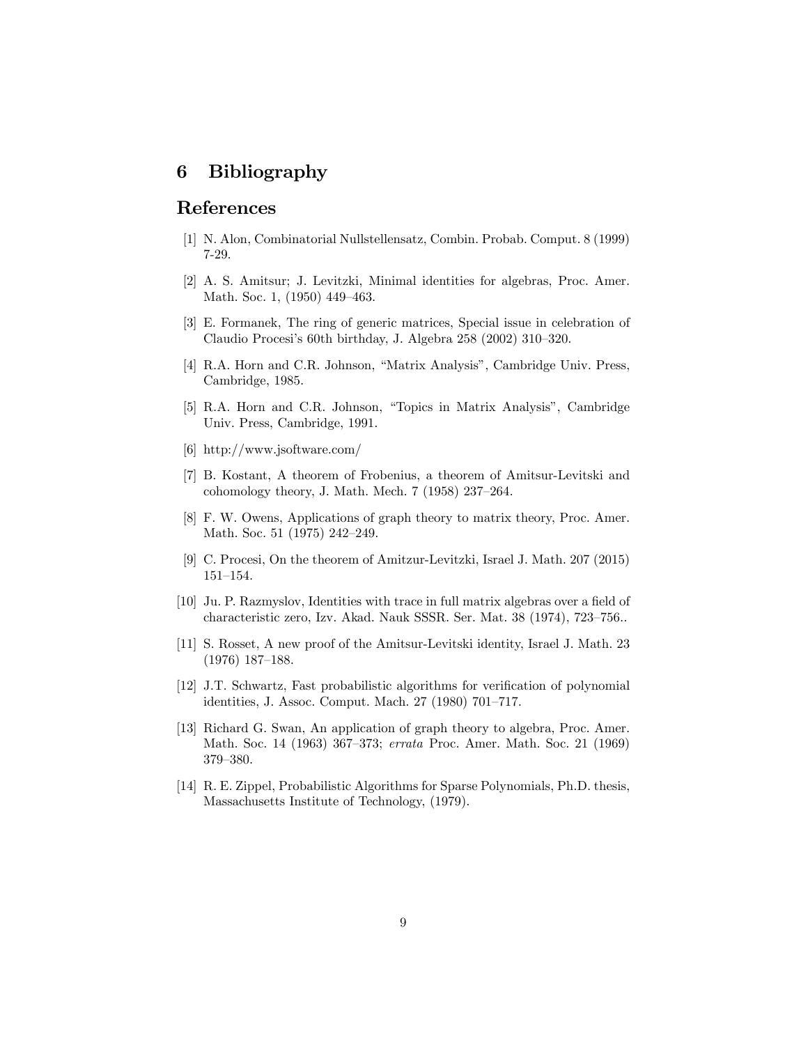# 6 Bibliography

## References

[1] N. Alon, Combinatorial Nullstellensatz, Combin. Probab. Comput. 8 (1999) 7-29.

[2] A. S. Amitsur; J. Levitzki, Minimal identities for algebras, Proc. Amer. Math. Soc. 1, (1950) 449–463.

[3] E. Formanek, The ring of generic matrices, Special issue in celebration of Claudio Procesi's 60th birthday, J. Algebra 258 (2002) 310–320.

[4] R.A. Horn and C.R. Johnson, "Matrix Analysis", Cambridge Univ. Press, Cambridge, 1985.

[5] R.A. Horn and C.R. Johnson, "Topics in Matrix Analysis", Cambridge Univ. Press, Cambridge, 1991.

[6] http://www.jsoftware.com/

[7] B. Kostant, A theorem of Frobenius, a theorem of Amitsur-Levitski and cohomology theory, J. Math. Mech. 7 (1958) 237–264.

[8] F. W. Owens, Applications of graph theory to matrix theory, Proc. Amer. Math. Soc. 51 (1975) 242–249.

[9] C. Procesi, On the theorem of Amitzur-Levitzki, Israel J. Math. 207 (2015) 151–154.

[10] Ju. P. Razmyslov, Identities with trace in full matrix algebras over a field of characteristic zero, Izv. Akad. Nauk SSSR. Ser. Mat. 38 (1974), 723–756..

[11] S. Rosset, A new proof of the Amitsur-Levitski identity, Israel J. Math. 23 (1976) 187–188.

[12] J.T. Schwartz, Fast probabilistic algorithms for verification of polynomial identities, J. Assoc. Comput. Mach. 27 (1980) 701–717.

[13] Richard G. Swan, An application of graph theory to algebra, Proc. Amer. Math. Soc. 14 (1963) 367–373; *errata* Proc. Amer. Math. Soc. 21 (1969) 379–380.

[14] R. E. Zippel, Probabilistic Algorithms for Sparse Polynomials, Ph.D. thesis, Massachusetts Institute of Technology, (1979).